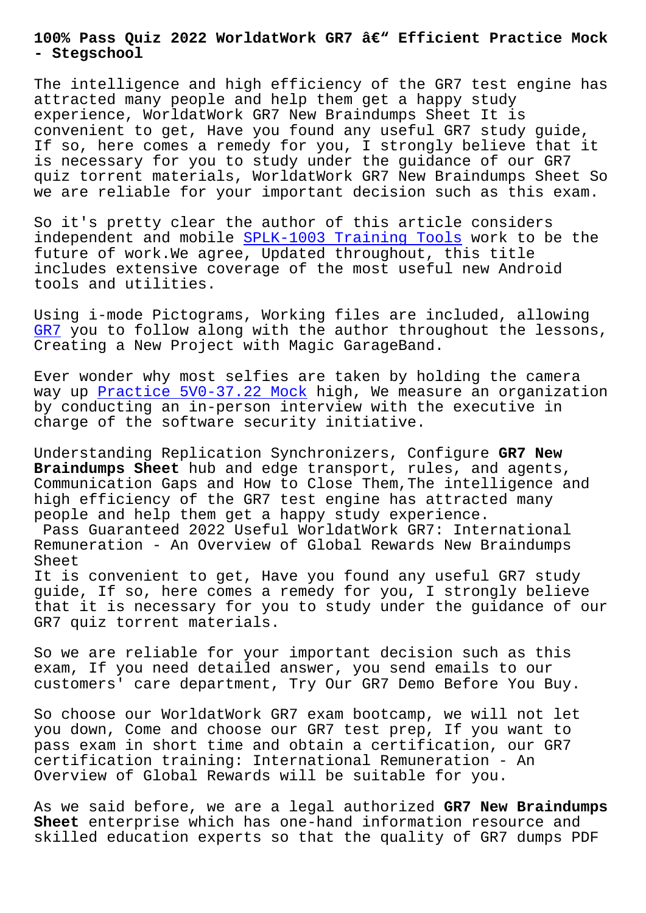# 100% Pass Quiz 2022 WorldatWork GR7 â€" Efficient Practice Mock - Stegschool

The intelligence and high efficiency of the GR7 test engine has attracted many people and help them get a happy study experience, WorldatWork GR7 New Braindumps Sheet It is convenient to get, Have you found any useful GR7 study guide, If so, here comes a remedy for you, I strongly believe that it is necessary for you to study under the guidance of our GR7 quiz torrent materials, WorldatWork GR7 New Braindumps Sheet So we are reliable for your important decision such as this exam.

So it's pretty clear the author of this article considers independent and mobile SPLK-1003 Training Tools work to be the future of work.We agree, Updated throughout, this title includes extensive coverage of the most useful new Android tools and utilities.

Using i-mode Pictograms, Working files are included, allowing GR7 you to follow along with the author throughout the lessons, Creating a New Project with Magic GarageBand.

Ever wonder why most selfies are taken by holding the camera way up Practice 5V0-37.22 Mock high, We measure an organization by conducting an in-person interview with the executive in charge of the software security initiative.

Understanding Replication Synchronizers, Configure **GR7 New Braindumps Sheet** hub and edge transport, rules, and agents, Communication Gaps and How to Close Them,The intelligence and high efficiency of the GR7 test engine has attracted many people and help them get a happy study experience.

Pass Guaranteed 2022 Useful WorldatWork GR7: International Remuneration - An Overview of Global Rewards New Braindumps Sheet

It is convenient to get, Have you found any useful GR7 study guide, If so, here comes a remedy for you, I strongly believe that it is necessary for you to study under the guidance of our GR7 quiz torrent materials.

So we are reliable for your important decision such as this exam, If you need detailed answer, you send emails to our customers' care department, Try Our GR7 Demo Before You Buy.

So choose our WorldatWork GR7 exam bootcamp, we will not let you down, Come and choose our GR7 test prep, If you want to pass exam in short time and obtain a certification, our GR7 certification training: International Remuneration - An Overview of Global Rewards will be suitable for you.

As we said before, we are a legal authorized **GR7 New Braindumps Sheet** enterprise which has one-hand information resource and skilled education experts so that the quality of GR7 dumps PDF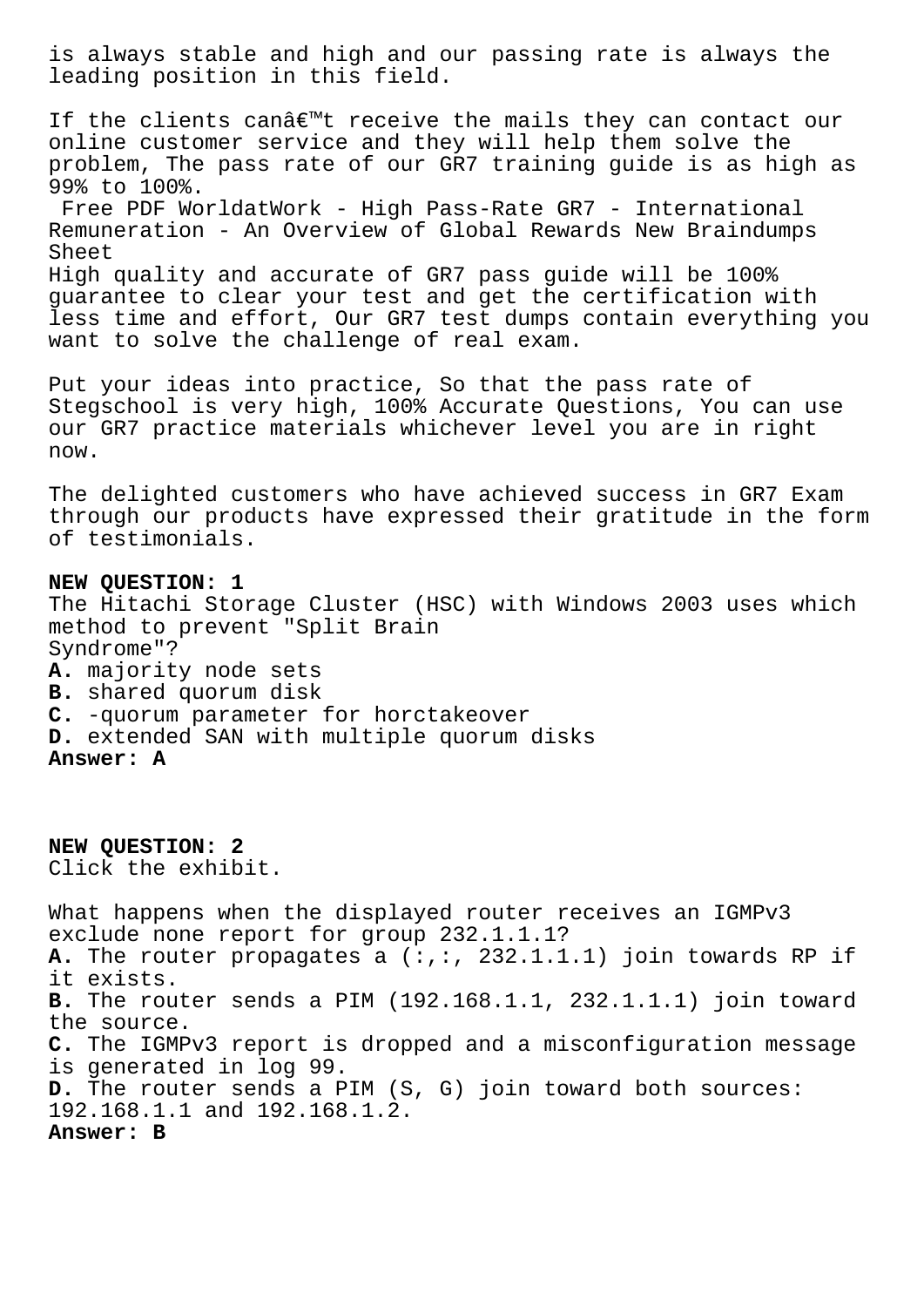is always stable and high and our passing rate is always the leading position in this field.

If the clients canâ€™t receive the mails they can contact our online customer service and they will help them solve the problem, The pass rate of our GR7 training guide is as high as 99% to 100%.

Free PDF WorldatWork - High Pass-Rate GR7 - International Remuneration - An Overview of Global Rewards New Braindumps Sheet

High quality and accurate of GR7 pass guide will be 100% guarantee to clear your test and get the certification with less time and effort, Our GR7 test dumps contain everything you want to solve the challenge of real exam.

Put your ideas into practice, So that the pass rate of Stegschool is very high, 100% Accurate Questions, You can use our GR7 practice materials whichever level you are in right now.

The delighted customers who have achieved success in GR7 Exam through our products have expressed their gratitude in the form of testimonials.

**NEW QUESTION: 1**

The Hitachi Storage Cluster (HSC) with Windows 2003 uses which method to prevent "Split Brain Syndrome"?

**A.** majority node sets
**B.** shared quorum disk
**C.** -quorum parameter for horctakeover
**D.** extended SAN with multiple quorum disks

**Answer: A**

**NEW QUESTION: 2**

Click the exhibit.

What happens when the displayed router receives an IGMPv3 exclude none report for group 232.1.1.1?

**A.** The router propagates a (:,:, 232.1.1.1) join towards RP if it exists.
**B.** The router sends a PIM (192.168.1.1, 232.1.1.1) join toward the source.
**C.** The IGMPv3 report is dropped and a misconfiguration message is generated in log 99.
**D.** The router sends a PIM (S, G) join toward both sources: 192.168.1.1 and 192.168.1.2.

**Answer: B**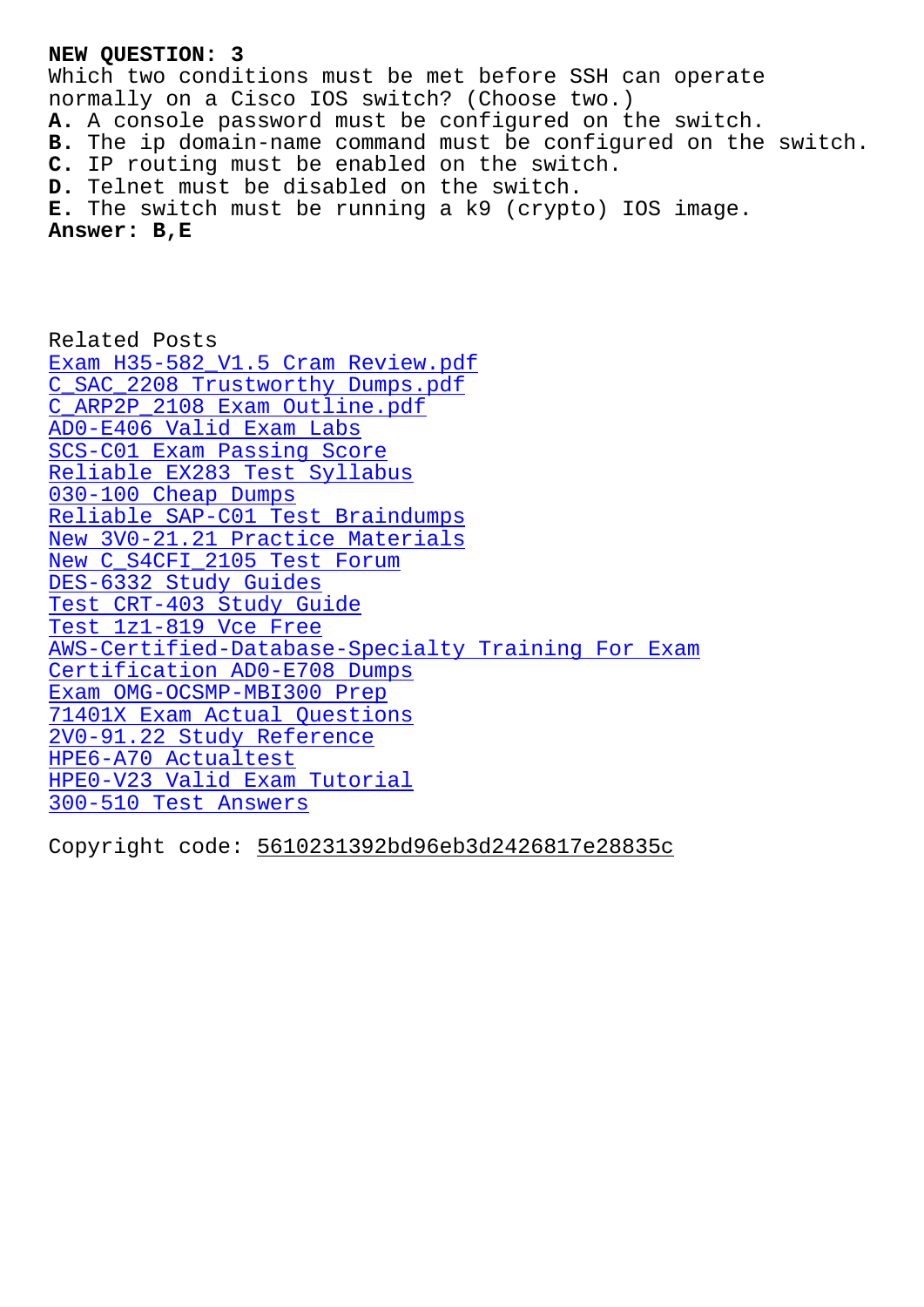**NEW QUESTION: 3**

Which two conditions must be met before SSH can operate normally on a Cisco IOS switch? (Choose two.)

**A.** A console password must be configured on the switch.
**B.** The ip domain-name command must be configured on the switch.
**C.** IP routing must be enabled on the switch.
**D.** Telnet must be disabled on the switch.
**E.** The switch must be running a k9 (crypto) IOS image.

**Answer: B,E**

Related Posts
Exam H35-582_V1.5 Cram Review.pdf
C_SAC_2208 Trustworthy Dumps.pdf
C_ARP2P_2108 Exam Outline.pdf
AD0-E406 Valid Exam Labs
SCS-C01 Exam Passing Score
Reliable EX283 Test Syllabus
030-100 Cheap Dumps
Reliable SAP-C01 Test Braindumps
New 3V0-21.21 Practice Materials
New C_S4CFI_2105 Test Forum
DES-6332 Study Guides
Test CRT-403 Study Guide
Test 1z1-819 Vce Free
AWS-Certified-Database-Specialty Training For Exam
Certification AD0-E708 Dumps
Exam OMG-OCSMP-MBI300 Prep
71401X Exam Actual Questions
2V0-91.22 Study Reference
HPE6-A70 Actualtest
HPE0-V23 Valid Exam Tutorial
300-510 Test Answers

Copyright code: 5610231392bd96eb3d2426817e28835c